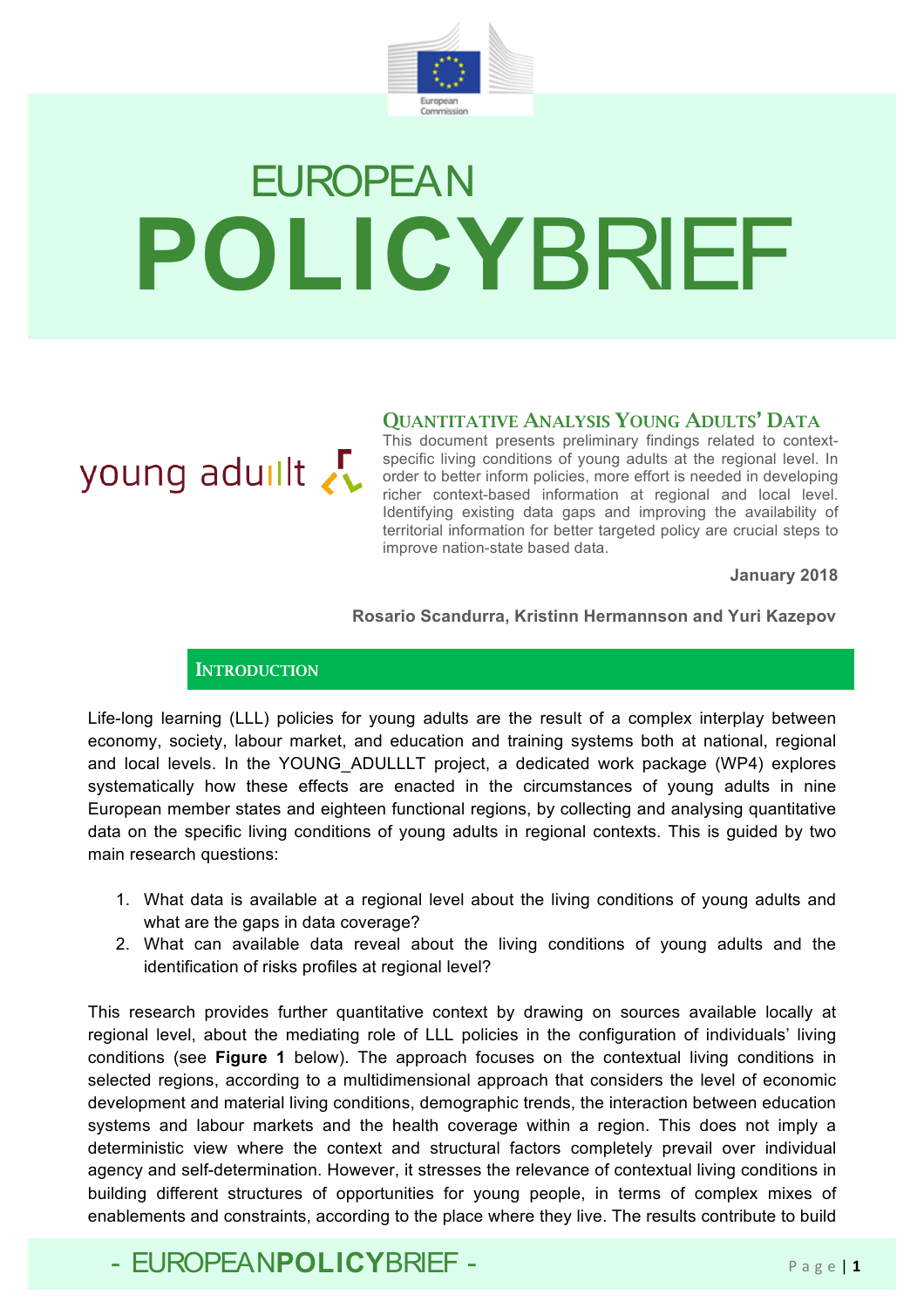# EUROPEAN POLICYBRIEF

young adullt

## Quantitative Analysis Young Adults' Data

This document presents preliminary findings related to context-specific living conditions of young adults at the regional level. In order to better inform policies, more effort is needed in developing richer context-based information at regional and local level. Identifying existing data gaps and improving the availability of territorial information for better targeted policy are crucial steps to improve nation-state based data.

**January 2018**

**Rosario Scandurra, Kristinn Hermannson and Yuri Kazepov**

## Introduction

Life-long learning (LLL) policies for young adults are the result of a complex interplay between economy, society, labour market, and education and training systems both at national, regional and local levels. In the YOUNG_ADULLLT project, a dedicated work package (WP4) explores systematically how these effects are enacted in the circumstances of young adults in nine European member states and eighteen functional regions, by collecting and analysing quantitative data on the specific living conditions of young adults in regional contexts. This is guided by two main research questions:

1. What data is available at a regional level about the living conditions of young adults and what are the gaps in data coverage?
2. What can available data reveal about the living conditions of young adults and the identification of risks profiles at regional level?

This research provides further quantitative context by drawing on sources available locally at regional level, about the mediating role of LLL policies in the configuration of individuals' living conditions (see **Figure 1** below). The approach focuses on the contextual living conditions in selected regions, according to a multidimensional approach that considers the level of economic development and material living conditions, demographic trends, the interaction between education systems and labour markets and the health coverage within a region. This does not imply a deterministic view where the context and structural factors completely prevail over individual agency and self-determination. However, it stresses the relevance of contextual living conditions in building different structures of opportunities for young people, in terms of complex mixes of enablements and constraints, according to the place where they live. The results contribute to build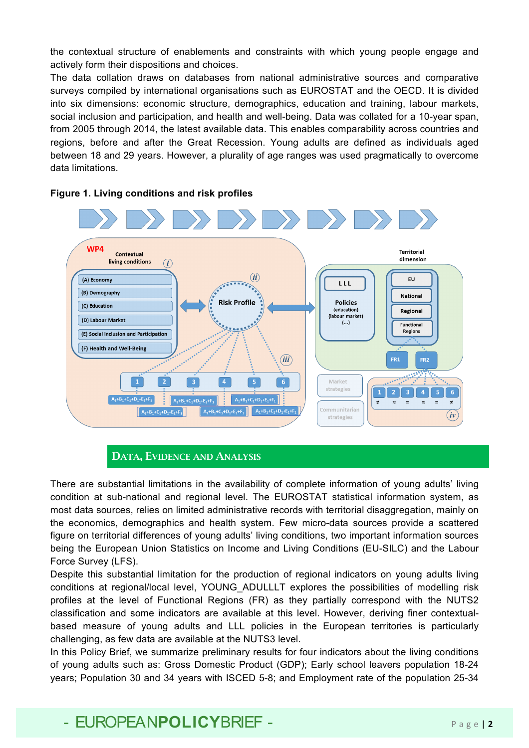the contextual structure of enablements and constraints with which young people engage and actively form their dispositions and choices.

The data collation draws on databases from national administrative sources and comparative surveys compiled by international organisations such as EUROSTAT and the OECD. It is divided into six dimensions: economic structure, demographics, education and training, labour markets, social inclusion and participation, and health and well-being. Data was collated for a 10-year span, from 2005 through 2014, the latest available data. This enables comparability across countries and regions, before and after the Great Recession. Young adults are defined as individuals aged between 18 and 29 years. However, a plurality of age ranges was used pragmatically to overcome data limitations.

**Figure 1. Living conditions and risk profiles**

## Data, Evidence and Analysis

There are substantial limitations in the availability of complete information of young adults' living condition at sub-national and regional level. The EUROSTAT statistical information system, as most data sources, relies on limited administrative records with territorial disaggregation, mainly on the economics, demographics and health system. Few micro-data sources provide a scattered figure on territorial differences of young adults' living conditions, two important information sources being the European Union Statistics on Income and Living Conditions (EU-SILC) and the Labour Force Survey (LFS).

Despite this substantial limitation for the production of regional indicators on young adults living conditions at regional/local level, YOUNG_ADULLLT explores the possibilities of modelling risk profiles at the level of Functional Regions (FR) as they partially correspond with the NUTS2 classification and some indicators are available at this level. However, deriving finer contextual-based measure of young adults and LLL policies in the European territories is particularly challenging, as few data are available at the NUTS3 level.

In this Policy Brief, we summarize preliminary results for four indicators about the living conditions of young adults such as: Gross Domestic Product (GDP); Early school leavers population 18-24 years; Population 30 and 34 years with ISCED 5-8; and Employment rate of the population 25-34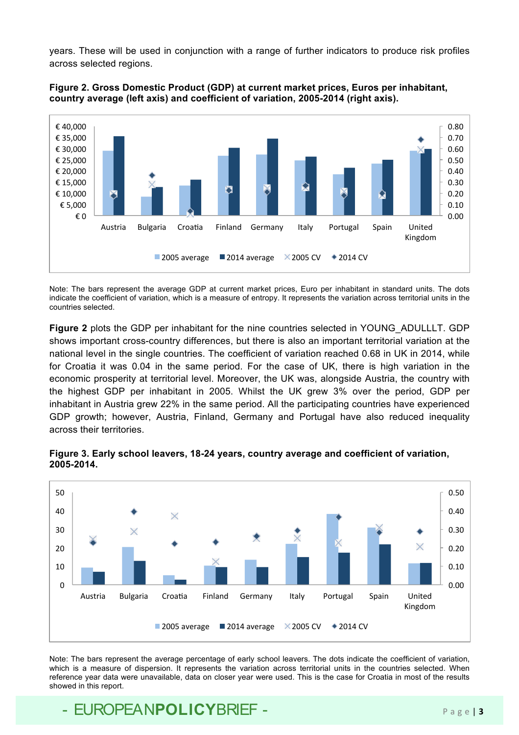years. These will be used in conjunction with a range of further indicators to produce risk profiles across selected regions.

**Figure 2. Gross Domestic Product (GDP) at current market prices, Euros per inhabitant, country average (left axis) and coefficient of variation, 2005-2014 (right axis).**

Note: The bars represent the average GDP at current market prices, Euro per inhabitant in standard units. The dots indicate the coefficient of variation, which is a measure of entropy. It represents the variation across territorial units in the countries selected.

**Figure 2** plots the GDP per inhabitant for the nine countries selected in YOUNG_ADULLLT. GDP shows important cross-country differences, but there is also an important territorial variation at the national level in the single countries. The coefficient of variation reached 0.68 in UK in 2014, while for Croatia it was 0.04 in the same period. For the case of UK, there is high variation in the economic prosperity at territorial level. Moreover, the UK was, alongside Austria, the country with the highest GDP per inhabitant in 2005. Whilst the UK grew 3% over the period, GDP per inhabitant in Austria grew 22% in the same period. All the participating countries have experienced GDP growth; however, Austria, Finland, Germany and Portugal have also reduced inequality across their territories.

**Figure 3. Early school leavers, 18-24 years, country average and coefficient of variation, 2005-2014.**

Note: The bars represent the average percentage of early school leavers. The dots indicate the coefficient of variation, which is a measure of dispersion. It represents the variation across territorial units in the countries selected. When reference year data were unavailable, data on closer year were used. This is the case for Croatia in most of the results showed in this report.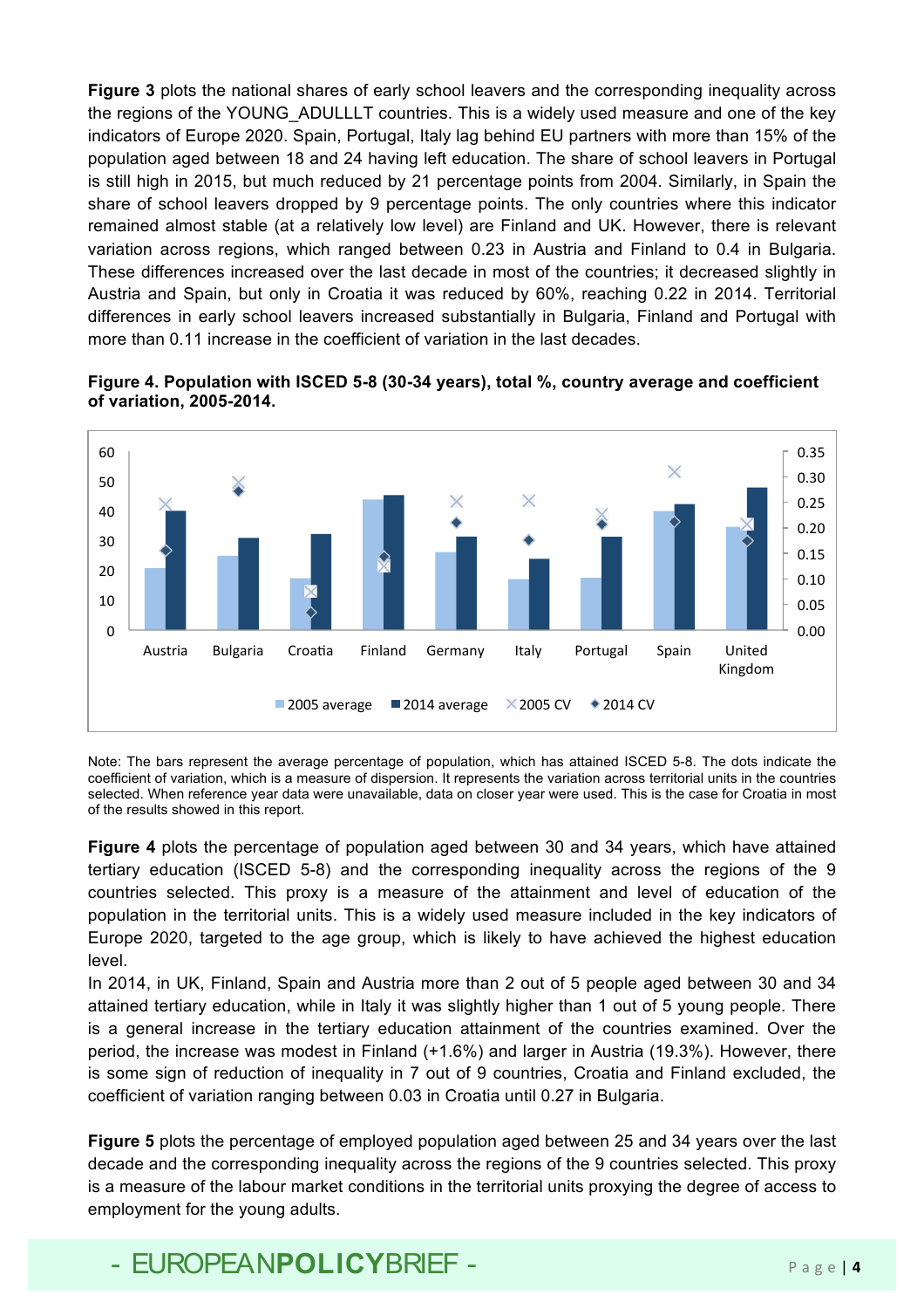**Figure 3** plots the national shares of early school leavers and the corresponding inequality across the regions of the YOUNG_ADULLLT countries. This is a widely used measure and one of the key indicators of Europe 2020. Spain, Portugal, Italy lag behind EU partners with more than 15% of the population aged between 18 and 24 having left education. The share of school leavers in Portugal is still high in 2015, but much reduced by 21 percentage points from 2004. Similarly, in Spain the share of school leavers dropped by 9 percentage points. The only countries where this indicator remained almost stable (at a relatively low level) are Finland and UK. However, there is relevant variation across regions, which ranged between 0.23 in Austria and Finland to 0.4 in Bulgaria. These differences increased over the last decade in most of the countries; it decreased slightly in Austria and Spain, but only in Croatia it was reduced by 60%, reaching 0.22 in 2014. Territorial differences in early school leavers increased substantially in Bulgaria, Finland and Portugal with more than 0.11 increase in the coefficient of variation in the last decades.

**Figure 4. Population with ISCED 5-8 (30-34 years), total %, country average and coefficient of variation, 2005-2014.**

Note: The bars represent the average percentage of population, which has attained ISCED 5-8. The dots indicate the coefficient of variation, which is a measure of dispersion. It represents the variation across territorial units in the countries selected. When reference year data were unavailable, data on closer year were used. This is the case for Croatia in most of the results showed in this report.

**Figure 4** plots the percentage of population aged between 30 and 34 years, which have attained tertiary education (ISCED 5-8) and the corresponding inequality across the regions of the 9 countries selected. This proxy is a measure of the attainment and level of education of the population in the territorial units. This is a widely used measure included in the key indicators of Europe 2020, targeted to the age group, which is likely to have achieved the highest education level.

In 2014, in UK, Finland, Spain and Austria more than 2 out of 5 people aged between 30 and 34 attained tertiary education, while in Italy it was slightly higher than 1 out of 5 young people. There is a general increase in the tertiary education attainment of the countries examined. Over the period, the increase was modest in Finland (+1.6%) and larger in Austria (19.3%). However, there is some sign of reduction of inequality in 7 out of 9 countries, Croatia and Finland excluded, the coefficient of variation ranging between 0.03 in Croatia until 0.27 in Bulgaria.

**Figure 5** plots the percentage of employed population aged between 25 and 34 years over the last decade and the corresponding inequality across the regions of the 9 countries selected. This proxy is a measure of the labour market conditions in the territorial units proxying the degree of access to employment for the young adults.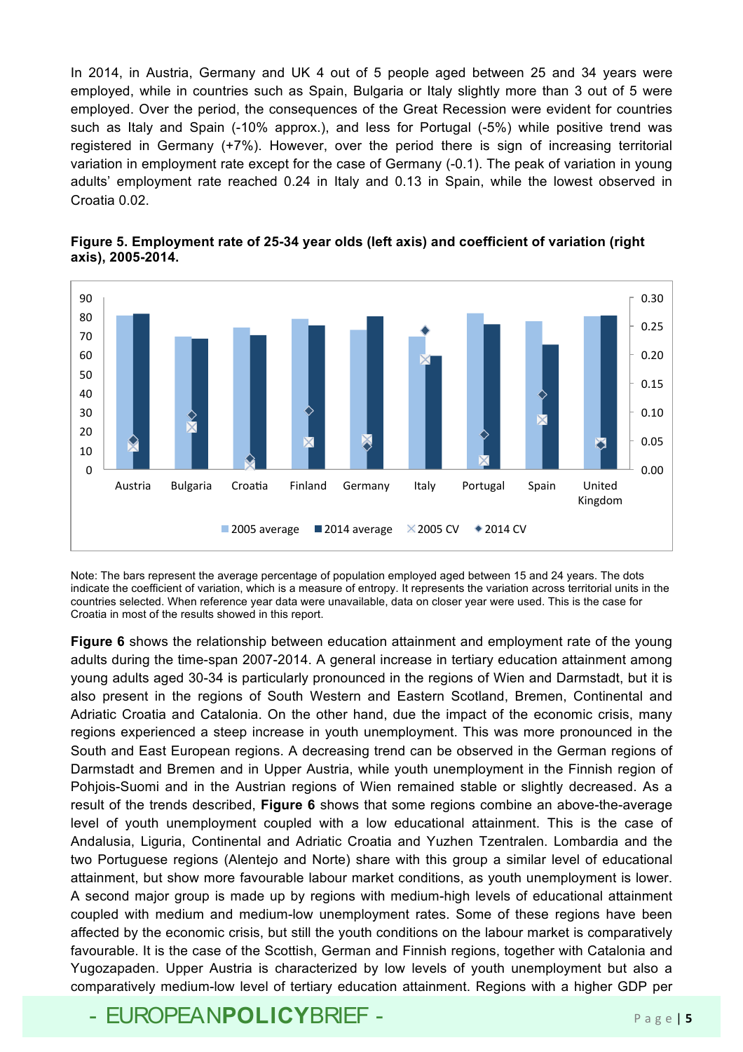In 2014, in Austria, Germany and UK 4 out of 5 people aged between 25 and 34 years were employed, while in countries such as Spain, Bulgaria or Italy slightly more than 3 out of 5 were employed. Over the period, the consequences of the Great Recession were evident for countries such as Italy and Spain (-10% approx.), and less for Portugal (-5%) while positive trend was registered in Germany (+7%). However, over the period there is sign of increasing territorial variation in employment rate except for the case of Germany (-0.1). The peak of variation in young adults' employment rate reached 0.24 in Italy and 0.13 in Spain, while the lowest observed in Croatia 0.02.

**Figure 5. Employment rate of 25-34 year olds (left axis) and coefficient of variation (right axis), 2005-2014.**

Note: The bars represent the average percentage of population employed aged between 15 and 24 years. The dots indicate the coefficient of variation, which is a measure of entropy. It represents the variation across territorial units in the countries selected. When reference year data were unavailable, data on closer year were used. This is the case for Croatia in most of the results showed in this report.

**Figure 6** shows the relationship between education attainment and employment rate of the young adults during the time-span 2007-2014. A general increase in tertiary education attainment among young adults aged 30-34 is particularly pronounced in the regions of Wien and Darmstadt, but it is also present in the regions of South Western and Eastern Scotland, Bremen, Continental and Adriatic Croatia and Catalonia. On the other hand, due the impact of the economic crisis, many regions experienced a steep increase in youth unemployment. This was more pronounced in the South and East European regions. A decreasing trend can be observed in the German regions of Darmstadt and Bremen and in Upper Austria, while youth unemployment in the Finnish region of Pohjois-Suomi and in the Austrian regions of Wien remained stable or slightly decreased. As a result of the trends described, **Figure 6** shows that some regions combine an above-the-average level of youth unemployment coupled with a low educational attainment. This is the case of Andalusia, Liguria, Continental and Adriatic Croatia and Yuzhen Tzentralen. Lombardia and the two Portuguese regions (Alentejo and Norte) share with this group a similar level of educational attainment, but show more favourable labour market conditions, as youth unemployment is lower. A second major group is made up by regions with medium-high levels of educational attainment coupled with medium and medium-low unemployment rates. Some of these regions have been affected by the economic crisis, but still the youth conditions on the labour market is comparatively favourable. It is the case of the Scottish, German and Finnish regions, together with Catalonia and Yugozapaden. Upper Austria is characterized by low levels of youth unemployment but also a comparatively medium-low level of tertiary education attainment. Regions with a higher GDP per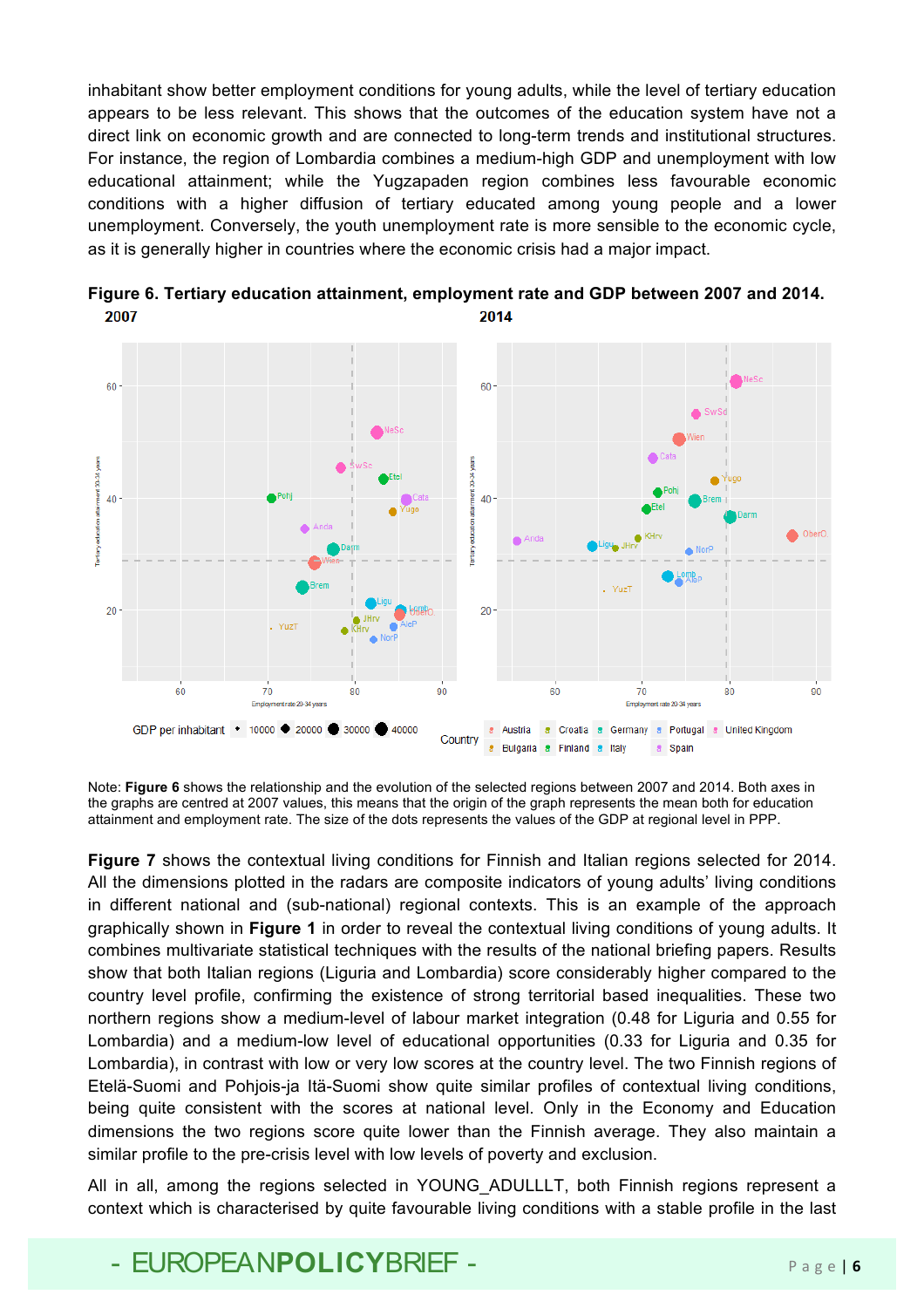inhabitant show better employment conditions for young adults, while the level of tertiary education appears to be less relevant. This shows that the outcomes of the education system have not a direct link on economic growth and are connected to long-term trends and institutional structures. For instance, the region of Lombardia combines a medium-high GDP and unemployment with low educational attainment; while the Yugzapaden region combines less favourable economic conditions with a higher diffusion of tertiary educated among young people and a lower unemployment. Conversely, the youth unemployment rate is more sensible to the economic cycle, as it is generally higher in countries where the economic crisis had a major impact.

**Figure 6. Tertiary education attainment, employment rate and GDP between 2007 and 2014.**

**2007** **2014**

Note: **Figure 6** shows the relationship and the evolution of the selected regions between 2007 and 2014. Both axes in the graphs are centred at 2007 values, this means that the origin of the graph represents the mean both for education attainment and employment rate. The size of the dots represents the values of the GDP at regional level in PPP.

**Figure 7** shows the contextual living conditions for Finnish and Italian regions selected for 2014. All the dimensions plotted in the radars are composite indicators of young adults' living conditions in different national and (sub-national) regional contexts. This is an example of the approach graphically shown in **Figure 1** in order to reveal the contextual living conditions of young adults. It combines multivariate statistical techniques with the results of the national briefing papers. Results show that both Italian regions (Liguria and Lombardia) score considerably higher compared to the country level profile, confirming the existence of strong territorial based inequalities. These two northern regions show a medium-level of labour market integration (0.48 for Liguria and 0.55 for Lombardia) and a medium-low level of educational opportunities (0.33 for Liguria and 0.35 for Lombardia), in contrast with low or very low scores at the country level. The two Finnish regions of Etelä-Suomi and Pohjois-ja Itä-Suomi show quite similar profiles of contextual living conditions, being quite consistent with the scores at national level. Only in the Economy and Education dimensions the two regions score quite lower than the Finnish average. They also maintain a similar profile to the pre-crisis level with low levels of poverty and exclusion.

All in all, among the regions selected in YOUNG_ADULLLT, both Finnish regions represent a context which is characterised by quite favourable living conditions with a stable profile in the last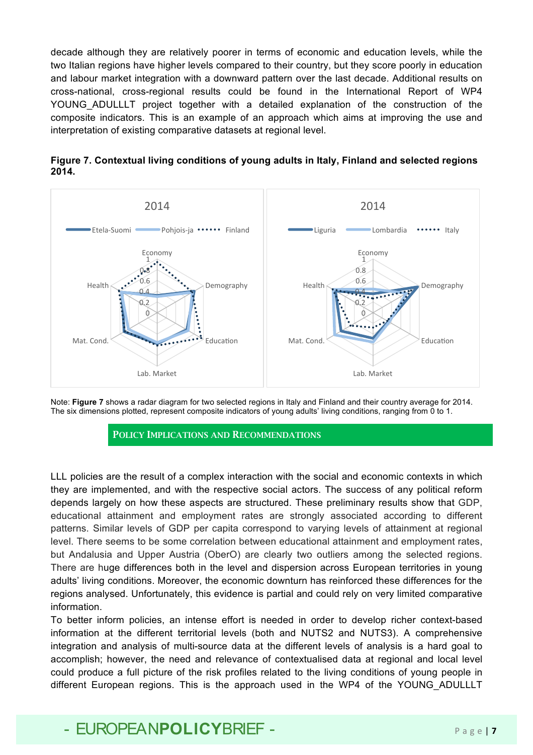decade although they are relatively poorer in terms of economic and education levels, while the two Italian regions have higher levels compared to their country, but they score poorly in education and labour market integration with a downward pattern over the last decade. Additional results on cross-national, cross-regional results could be found in the International Report of WP4 YOUNG_ADULLLT project together with a detailed explanation of the construction of the composite indicators. This is an example of an approach which aims at improving the use and interpretation of existing comparative datasets at regional level.

**Figure 7. Contextual living conditions of young adults in Italy, Finland and selected regions 2014.**

Note: **Figure 7** shows a radar diagram for two selected regions in Italy and Finland and their country average for 2014. The six dimensions plotted, represent composite indicators of young adults' living conditions, ranging from 0 to 1.

## POLICY IMPLICATIONS AND RECOMMENDATIONS

LLL policies are the result of a complex interaction with the social and economic contexts in which they are implemented, and with the respective social actors. The success of any political reform depends largely on how these aspects are structured. These preliminary results show that GDP, educational attainment and employment rates are strongly associated according to different patterns. Similar levels of GDP per capita correspond to varying levels of attainment at regional level. There seems to be some correlation between educational attainment and employment rates, but Andalusia and Upper Austria (OberO) are clearly two outliers among the selected regions. There are huge differences both in the level and dispersion across European territories in young adults' living conditions. Moreover, the economic downturn has reinforced these differences for the regions analysed. Unfortunately, this evidence is partial and could rely on very limited comparative information.

To better inform policies, an intense effort is needed in order to develop richer context-based information at the different territorial levels (both and NUTS2 and NUTS3). A comprehensive integration and analysis of multi-source data at the different levels of analysis is a hard goal to accomplish; however, the need and relevance of contextualised data at regional and local level could produce a full picture of the risk profiles related to the living conditions of young people in different European regions. This is the approach used in the WP4 of the YOUNG_ADULLLT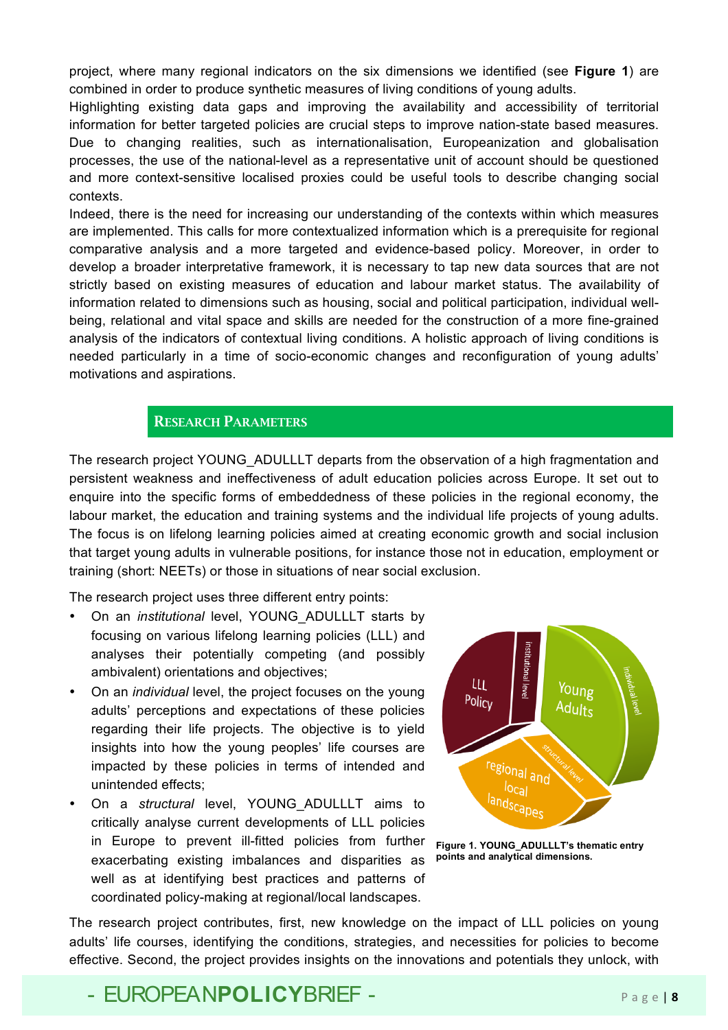project, where many regional indicators on the six dimensions we identified (see **Figure 1**) are combined in order to produce synthetic measures of living conditions of young adults.

Highlighting existing data gaps and improving the availability and accessibility of territorial information for better targeted policies are crucial steps to improve nation-state based measures. Due to changing realities, such as internationalisation, Europeanization and globalisation processes, the use of the national-level as a representative unit of account should be questioned and more context-sensitive localised proxies could be useful tools to describe changing social contexts.

Indeed, there is the need for increasing our understanding of the contexts within which measures are implemented. This calls for more contextualized information which is a prerequisite for regional comparative analysis and a more targeted and evidence-based policy. Moreover, in order to develop a broader interpretative framework, it is necessary to tap new data sources that are not strictly based on existing measures of education and labour market status. The availability of information related to dimensions such as housing, social and political participation, individual well-being, relational and vital space and skills are needed for the construction of a more fine-grained analysis of the indicators of contextual living conditions. A holistic approach of living conditions is needed particularly in a time of socio-economic changes and reconfiguration of young adults' motivations and aspirations.

## RESEARCH PARAMETERS

The research project YOUNG_ADULLLT departs from the observation of a high fragmentation and persistent weakness and ineffectiveness of adult education policies across Europe. It set out to enquire into the specific forms of embeddedness of these policies in the regional economy, the labour market, the education and training systems and the individual life projects of young adults. The focus is on lifelong learning policies aimed at creating economic growth and social inclusion that target young adults in vulnerable positions, for instance those not in education, employment or training (short: NEETs) or those in situations of near social exclusion.

The research project uses three different entry points:

- On an *institutional* level, YOUNG_ADULLLT starts by focusing on various lifelong learning policies (LLL) and analyses their potentially competing (and possibly ambivalent) orientations and objectives;
- On an *individual* level, the project focuses on the young adults' perceptions and expectations of these policies regarding their life projects. The objective is to yield insights into how the young peoples' life courses are impacted by these policies in terms of intended and unintended effects;
- On a *structural* level, YOUNG_ADULLLT aims to critically analyse current developments of LLL policies in Europe to prevent ill-fitted policies from further exacerbating existing imbalances and disparities as well as at identifying best practices and patterns of coordinated policy-making at regional/local landscapes.

**Figure 1. YOUNG_ADULLLT's thematic entry points and analytical dimensions.**

The research project contributes, first, new knowledge on the impact of LLL policies on young adults' life courses, identifying the conditions, strategies, and necessities for policies to become effective. Second, the project provides insights on the innovations and potentials they unlock, with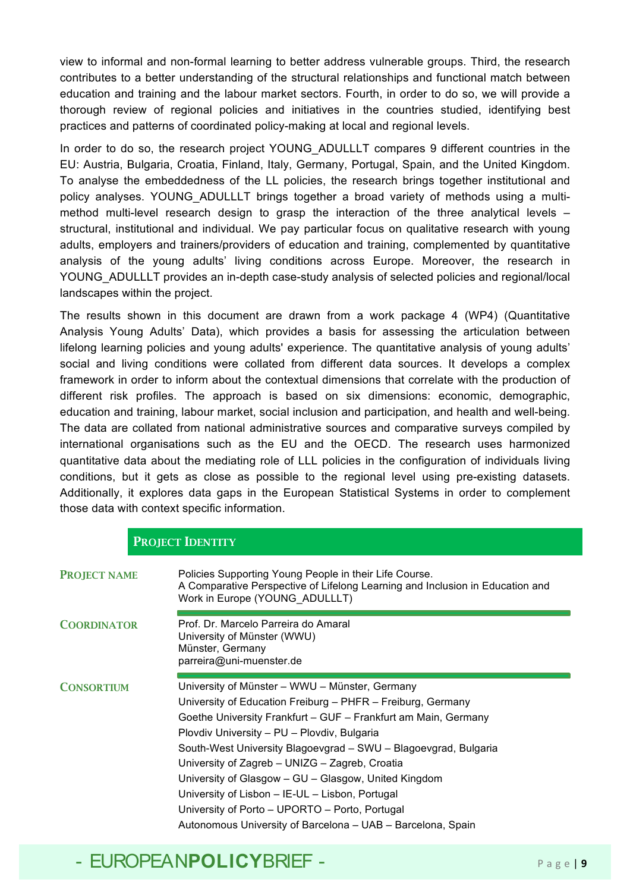view to informal and non-formal learning to better address vulnerable groups. Third, the research contributes to a better understanding of the structural relationships and functional match between education and training and the labour market sectors. Fourth, in order to do so, we will provide a thorough review of regional policies and initiatives in the countries studied, identifying best practices and patterns of coordinated policy-making at local and regional levels.

In order to do so, the research project YOUNG_ADULLLT compares 9 different countries in the EU: Austria, Bulgaria, Croatia, Finland, Italy, Germany, Portugal, Spain, and the United Kingdom. To analyse the embeddedness of the LL policies, the research brings together institutional and policy analyses. YOUNG_ADULLLT brings together a broad variety of methods using a multi-method multi-level research design to grasp the interaction of the three analytical levels – structural, institutional and individual. We pay particular focus on qualitative research with young adults, employers and trainers/providers of education and training, complemented by quantitative analysis of the young adults' living conditions across Europe. Moreover, the research in YOUNG_ADULLLT provides an in-depth case-study analysis of selected policies and regional/local landscapes within the project.

The results shown in this document are drawn from a work package 4 (WP4) (Quantitative Analysis Young Adults' Data), which provides a basis for assessing the articulation between lifelong learning policies and young adults' experience. The quantitative analysis of young adults' social and living conditions were collated from different data sources. It develops a complex framework in order to inform about the contextual dimensions that correlate with the production of different risk profiles. The approach is based on six dimensions: economic, demographic, education and training, labour market, social inclusion and participation, and health and well-being. The data are collated from national administrative sources and comparative surveys compiled by international organisations such as the EU and the OECD. The research uses harmonized quantitative data about the mediating role of LLL policies in the configuration of individuals living conditions, but it gets as close as possible to the regional level using pre-existing datasets. Additionally, it explores data gaps in the European Statistical Systems in order to complement those data with context specific information.

## PROJECT IDENTITY

**PROJECT NAME**

Policies Supporting Young People in their Life Course.
A Comparative Perspective of Lifelong Learning and Inclusion in Education and Work in Europe (YOUNG_ADULLLT)

**COORDINATOR**

Prof. Dr. Marcelo Parreira do Amaral
University of Münster (WWU)
Münster, Germany
parreira@uni-muenster.de

**CONSORTIUM**

University of Münster – WWU – Münster, Germany
University of Education Freiburg – PHFR – Freiburg, Germany
Goethe University Frankfurt – GUF – Frankfurt am Main, Germany
Plovdiv University – PU – Plovdiv, Bulgaria
South-West University Blagoevgrad – SWU – Blagoevgrad, Bulgaria
University of Zagreb – UNIZG – Zagreb, Croatia
University of Glasgow – GU – Glasgow, United Kingdom
University of Lisbon – IE-UL – Lisbon, Portugal
University of Porto – UPORTO – Porto, Portugal
Autonomous University of Barcelona – UAB – Barcelona, Spain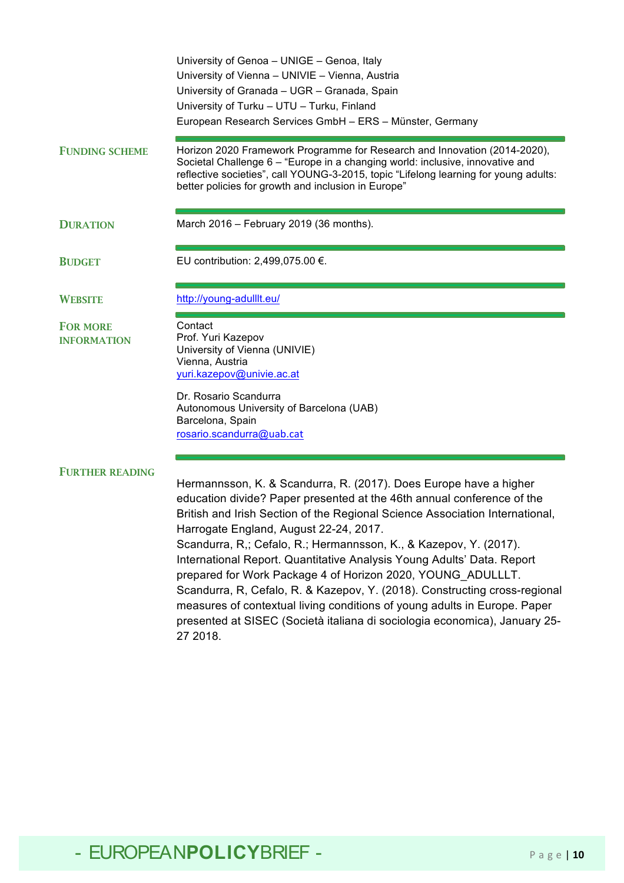University of Genoa – UNIGE – Genoa, Italy
University of Vienna – UNIVIE – Vienna, Austria
University of Granada – UGR – Granada, Spain
University of Turku – UTU – Turku, Finland
European Research Services GmbH – ERS – Münster, Germany

**FUNDING SCHEME**

Horizon 2020 Framework Programme for Research and Innovation (2014-2020), Societal Challenge 6 – "Europe in a changing world: inclusive, innovative and reflective societies", call YOUNG-3-2015, topic "Lifelong learning for young adults: better policies for growth and inclusion in Europe"

**DURATION**

March 2016 – February 2019 (36 months).

**BUDGET**

EU contribution: 2,499,075.00 €.

**WEBSITE**

http://young-adulllt.eu/

**FOR MORE INFORMATION**

Contact
Prof. Yuri Kazepov
University of Vienna (UNIVIE)
Vienna, Austria
yuri.kazepov@univie.ac.at

Dr. Rosario Scandurra
Autonomous University of Barcelona (UAB)
Barcelona, Spain
rosario.scandurra@uab.cat

**FURTHER READING**

Hermannsson, K. & Scandurra, R. (2017). Does Europe have a higher education divide? Paper presented at the 46th annual conference of the British and Irish Section of the Regional Science Association International, Harrogate England, August 22-24, 2017.
Scandurra, R,; Cefalo, R.; Hermannsson, K., & Kazepov, Y. (2017). International Report. Quantitative Analysis Young Adults' Data. Report prepared for Work Package 4 of Horizon 2020, YOUNG_ADULLLT.
Scandurra, R, Cefalo, R. & Kazepov, Y. (2018). Constructing cross-regional measures of contextual living conditions of young adults in Europe. Paper presented at SISEC (Società italiana di sociologia economica), January 25-27 2018.